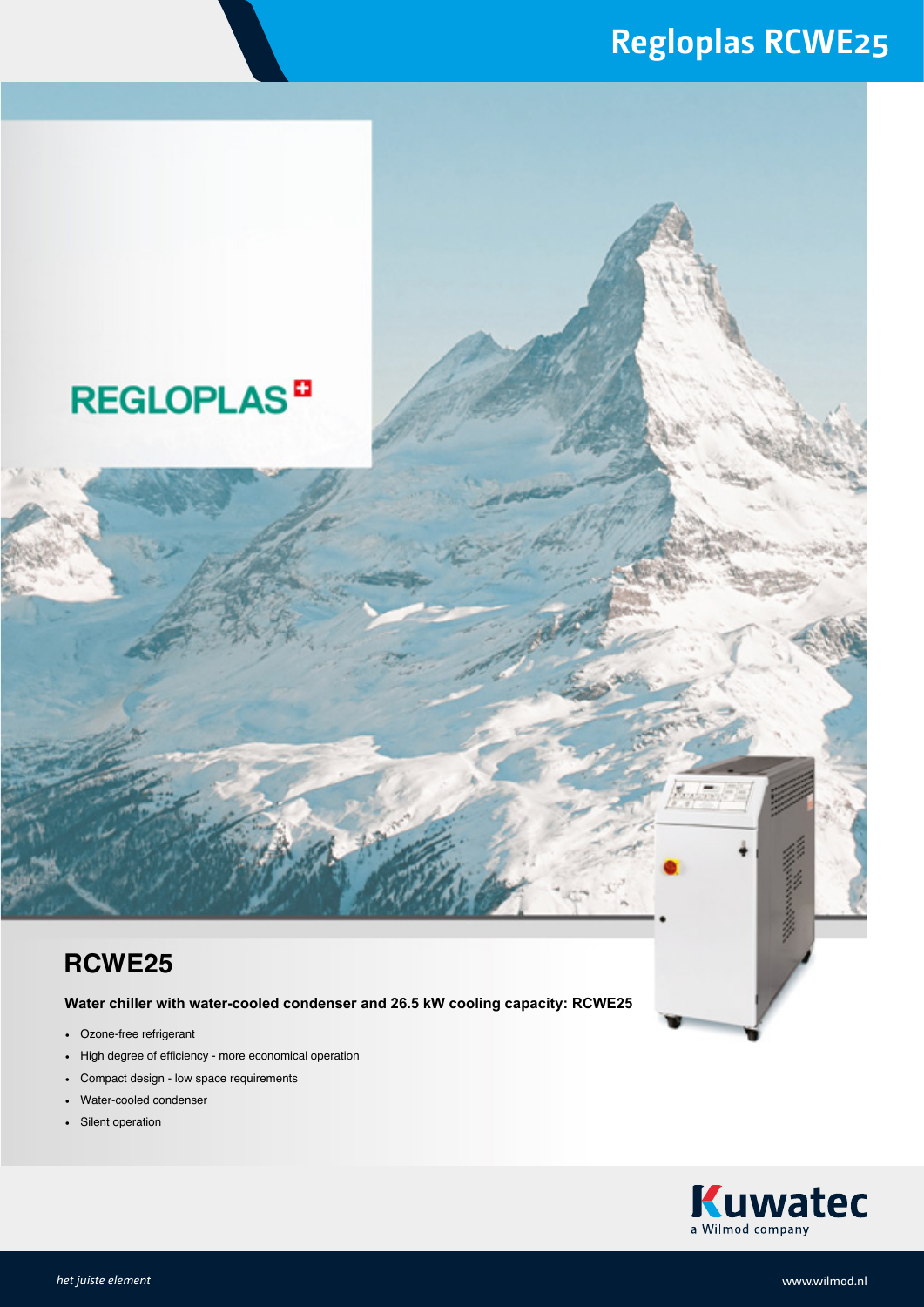# Regloplas RCWE25

REGLOPLAS

## RCWE25

**Water chiller with water-cooled condenser and 26.5 kW cooling capacity: RCWE25**

- Ozone-free refrigerant
- High degree of efficiency - more economical operation
- Compact design - low space requirements
- Water-cooled condenser
- Silent operation

Kuwatec
a Wilmod company

*het juiste element*

www.wilmod.nl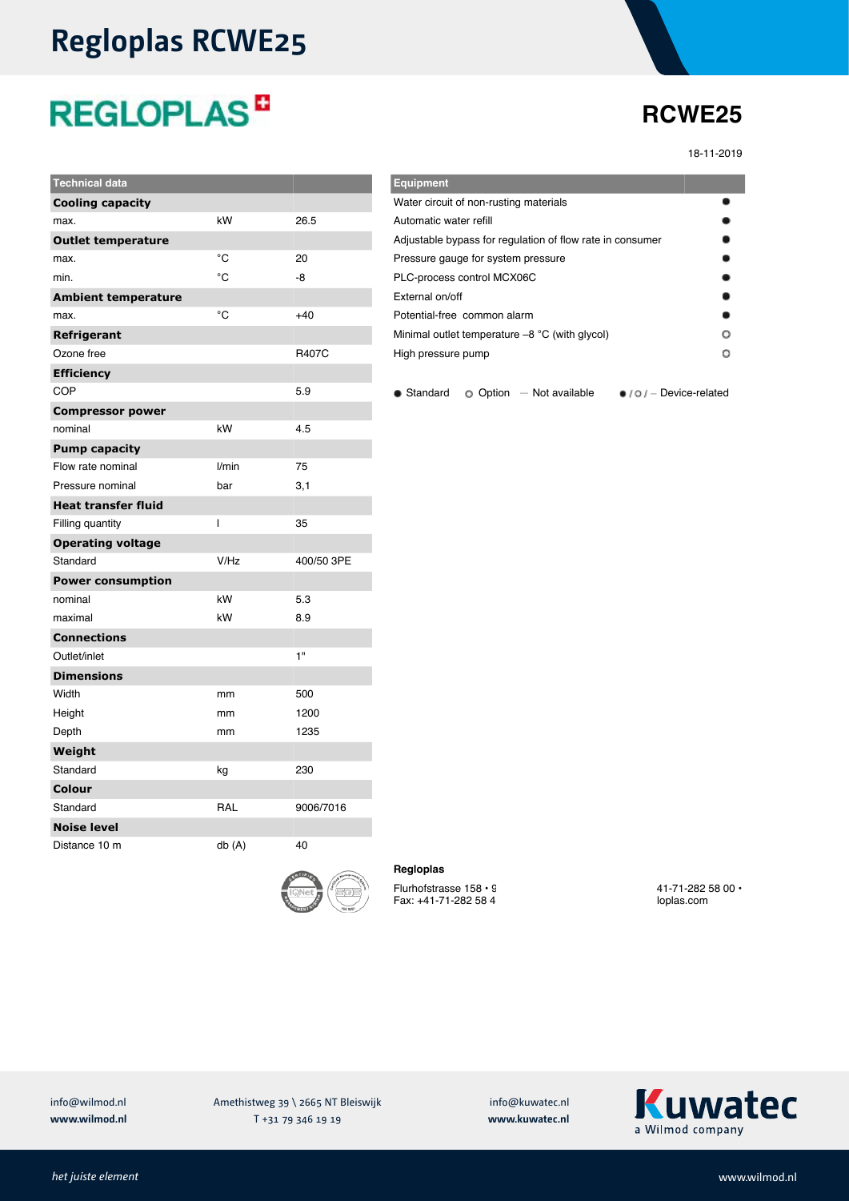# Regloplas RCWE25

## REGLOPLAS

## RCWE25

18-11-2019

| Technical data | | |
|---|---|---|
| **Cooling capacity** | | |
| max. | kW | 26.5 |
| **Outlet temperature** | | |
| max. | °C | 20 |
| min. | °C | -8 |
| **Ambient temperature** | | |
| max. | °C | +40 |
| **Refrigerant** | | |
| Ozone free | | R407C |
| **Efficiency** | | |
| COP | | 5.9 |
| **Compressor power** | | |
| nominal | kW | 4.5 |
| **Pump capacity** | | |
| Flow rate nominal | l/min | 75 |
| Pressure nominal | bar | 3,1 |
| **Heat transfer fluid** | | |
| Filling quantity | l | 35 |
| **Operating voltage** | | |
| Standard | V/Hz | 400/50 3PE |
| **Power consumption** | | |
| nominal | kW | 5.3 |
| maximal | kW | 8.9 |
| **Connections** | | |
| Outlet/inlet | | 1" |
| **Dimensions** | | |
| Width | mm | 500 |
| Height | mm | 1200 |
| Depth | mm | 1235 |
| **Weight** | | |
| Standard | kg | 230 |
| **Colour** | | |
| Standard | RAL | 9006/7016 |
| **Noise level** | | |
| Distance 10 m | db (A) | 40 |

| Equipment | |
|---|---|
| Water circuit of non-rusting materials | ● |
| Automatic water refill | ● |
| Adjustable bypass for regulation of flow rate in consumer | ● |
| Pressure gauge for system pressure | ● |
| PLC-process control MCX06C | ● |
| External on/off | ● |
| Potential-free common alarm | ● |
| Minimal outlet temperature –8 °C (with glycol) | ○ |
| High pressure pump | ○ |

● Standard ○ Option – Not available ● / ○ / – Device-related

**Regloplas**

Flurhofstrasse 158 • 9
Fax: +41-71-282 58 4

41-71-282 58 00 •
loplas.com

info@wilmod.nl
**www.wilmod.nl**

Amethistweg 39 \ 2665 NT Bleiswijk
T +31 79 346 19 19

info@kuwatec.nl
**www.kuwatec.nl**

Kuwatec
a Wilmod company

*het juiste element*

www.wilmod.nl